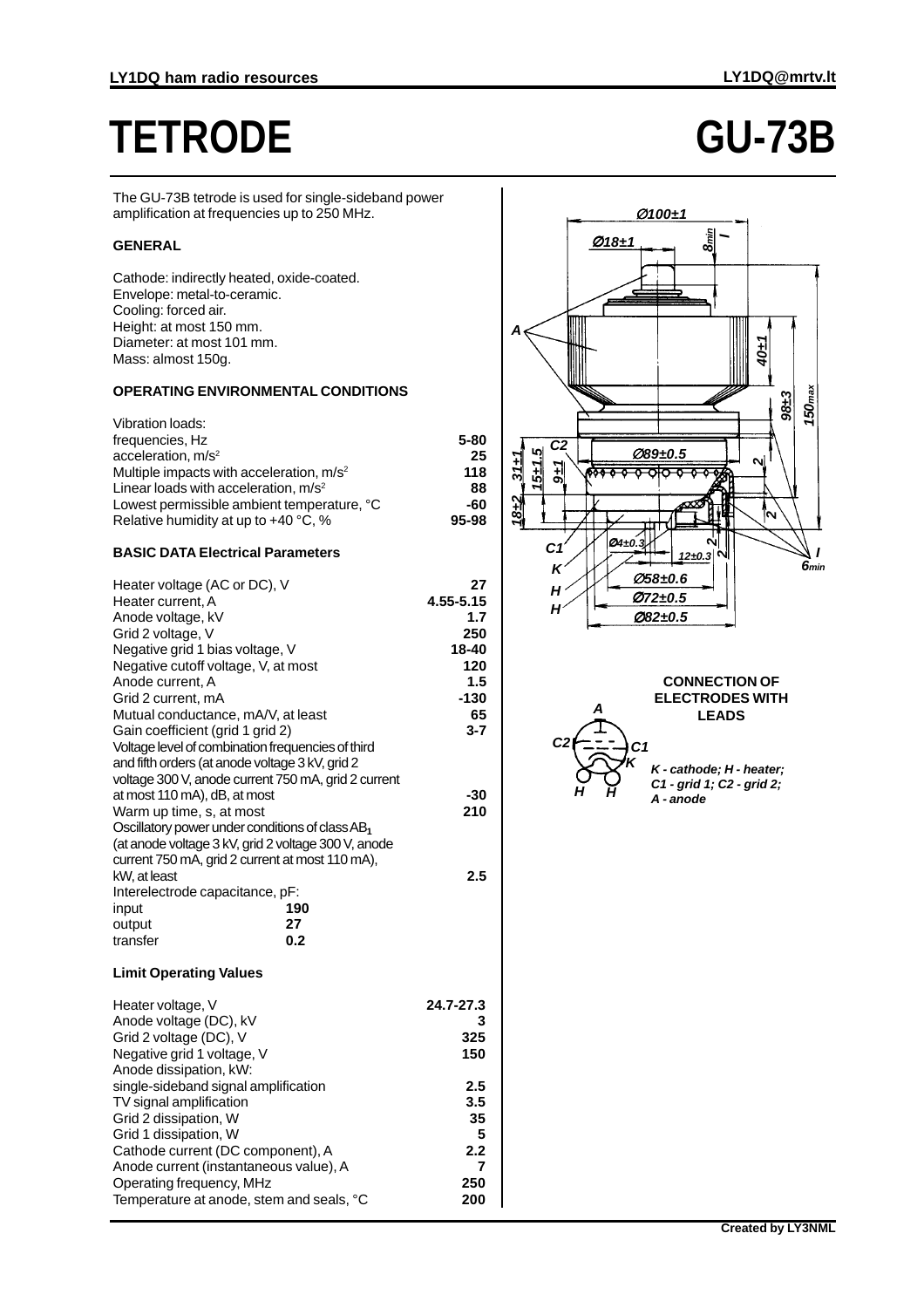# TETRODE GU-73B

The GU-73B tetrode is used for single-sideband power amplification at frequencies up to 250 MHz.

### GENERAL

Cathode: indirectly heated, oxide-coated.
Envelope: metal-to-ceramic.
Cooling: forced air.
Height: at most 150 mm.
Diameter: at most 101 mm.
Mass: almost 150g.

### OPERATING ENVIRONMENTAL CONDITIONS

| Vibration loads: | |
|---|---|
| frequencies, Hz | 5-80 |
| acceleration, $m/s^2$ | 25 |
| Multiple impacts with acceleration, $m/s^2$ | 118 |
| Linear loads with acceleration, $m/s^2$ | 88 |
| Lowest permissible ambient temperature, °C | -60 |
| Relative humidity at up to +40 °C, % | 95-98 |

### BASIC DATA Electrical Parameters

| Parameter | Value |
|---|---|
| Heater voltage (AC or DC), V | 27 |
| Heater current, A | 4.55-5.15 |
| Anode voltage, kV | 1.7 |
| Grid 2 voltage, V | 250 |
| Negative grid 1 bias voltage, V | 18-40 |
| Negative cutoff voltage, V, at most | 120 |
| Anode current, A | 1.5 |
| Grid 2 current, mA | -130 |
| Mutual conductance, mA/V, at least | 65 |
| Gain coefficient (grid 1 grid 2) | 3-7 |
| Voltage level of combination frequencies of third and fifth orders (at anode voltage 3 kV, grid 2 voltage 300 V, anode current 750 mA, grid 2 current at most 110 mA), dB, at most | -30 |
| Warm up time, s, at most | 210 |
| Oscillatory power under conditions of class $AB_1$ (at anode voltage 3 kV, grid 2 voltage 300 V, anode current 750 mA, grid 2 current at most 110 mA), kW, at least | 2.5 |

Interelectrode capacitance, pF:

| | |
|---|---|
| input | 190 |
| output | 27 |
| transfer | 0.2 |

### Limit Operating Values

| Parameter | Value |
|---|---|
| Heater voltage, V | 24.7-27.3 |
| Anode voltage (DC), kV | 3 |
| Grid 2 voltage (DC), V | 325 |
| Negative grid 1 voltage, V | 150 |
| Anode dissipation, kW: | |
| single-sideband signal amplification | 2.5 |
| TV signal amplification | 3.5 |
| Grid 2 dissipation, W | 35 |
| Grid 1 dissipation, W | 5 |
| Cathode current (DC component), A | 2.2 |
| Anode current (instantaneous value), A | 7 |
| Operating frequency, MHz | 250 |
| Temperature at anode, stem and seals, °C | 200 |

Ø100±1, Ø18±1, 8min, 40±1, 98±3, 150max, Ø89±0.5, 31±1, 15±1.5, 9±1, 18±2, Ø4±0.3, 12±0.3, Ø58±0.6, Ø72±0.5, Ø82±0.5, 6min

A, C2, C1, K, H, H

**CONNECTION OF ELECTRODES WITH LEADS**

*K - cathode; H - heater; C1 - grid 1; C2 - grid 2; A - anode*

Created by LY3NML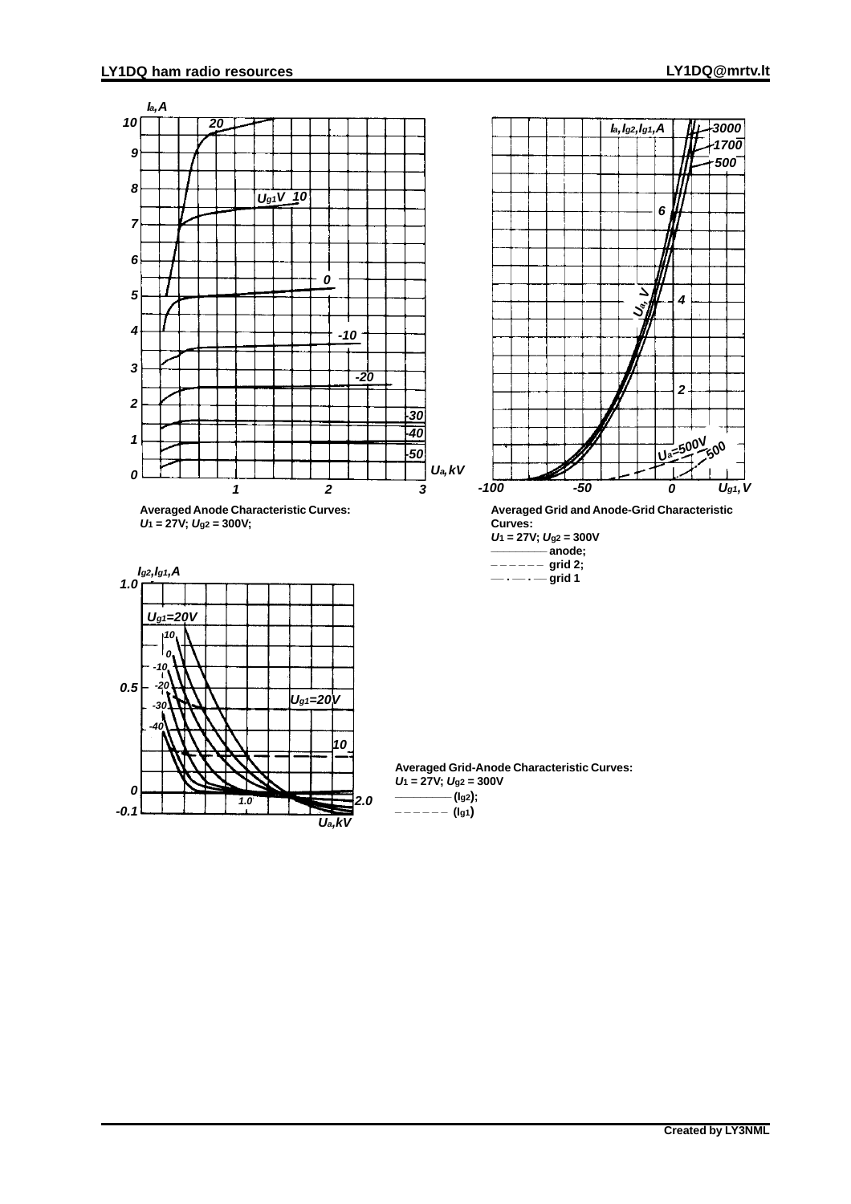$I_a$,A

10
9
8
7
6
5
4
3
2
1
0

20

$U_{g1}$V 10

0

-10

-20

-30

-40

-50

$U_a$, kV

1
2
3

**Averaged Anode Characteristic Curves:**
**$U_1$ = 27V; $U_{g2}$ = 300V;**

$I_a$, $I_{g2}$, $I_{g1}$, A

3000
1700
500

6

4

2

$U_a$, V

$U_a$=500V

500

-100
-50
0
$U_{g1}$, V

**Averaged Grid and Anode-Grid Characteristic Curves:**
**$U_1$ = 27V; $U_{g2}$ = 300V**
**anode;**
**grid 2;**
**grid 1**

$I_{g2}$, $I_{g1}$, A

1.0

$U_{g1}$=20V

10
0
-10
-20
-30
-40

0.5

$U_{g1}$=20V

10

0
-0.1

1.0
2.0

$U_a$, kV

**Averaged Grid-Anode Characteristic Curves:**
**$U_1$ = 27V; $U_{g2}$ = 300V**
**($I_{g2}$);**
**($I_{g1}$)**